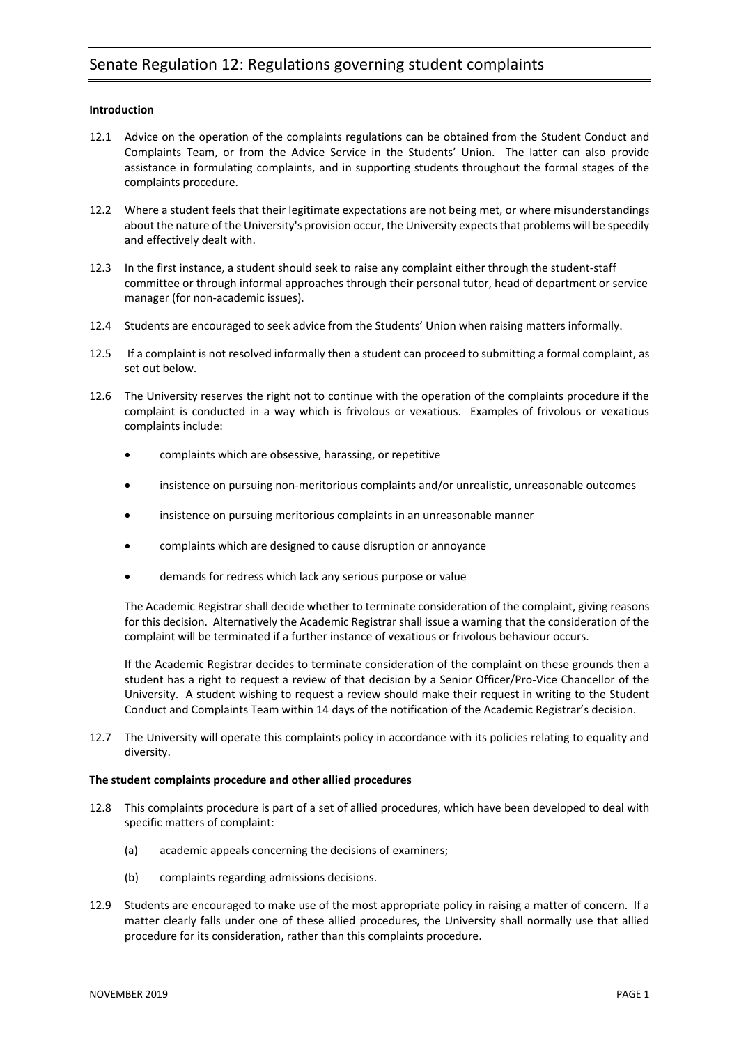# Senate Regulation 12: Regulations governing student complaints

**Introduction**

12.1 Advice on the operation of the complaints regulations can be obtained from the Student Conduct and Complaints Team, or from the Advice Service in the Students' Union. The latter can also provide assistance in formulating complaints, and in supporting students throughout the formal stages of the complaints procedure.

12.2 Where a student feels that their legitimate expectations are not being met, or where misunderstandings about the nature of the University's provision occur, the University expects that problems will be speedily and effectively dealt with.

12.3 In the first instance, a student should seek to raise any complaint either through the student-staff committee or through informal approaches through their personal tutor, head of department or service manager (for non-academic issues).

12.4 Students are encouraged to seek advice from the Students' Union when raising matters informally.

12.5 If a complaint is not resolved informally then a student can proceed to submitting a formal complaint, as set out below.

12.6 The University reserves the right not to continue with the operation of the complaints procedure if the complaint is conducted in a way which is frivolous or vexatious. Examples of frivolous or vexatious complaints include:

- complaints which are obsessive, harassing, or repetitive
- insistence on pursuing non-meritorious complaints and/or unrealistic, unreasonable outcomes
- insistence on pursuing meritorious complaints in an unreasonable manner
- complaints which are designed to cause disruption or annoyance
- demands for redress which lack any serious purpose or value

The Academic Registrar shall decide whether to terminate consideration of the complaint, giving reasons for this decision. Alternatively the Academic Registrar shall issue a warning that the consideration of the complaint will be terminated if a further instance of vexatious or frivolous behaviour occurs.

If the Academic Registrar decides to terminate consideration of the complaint on these grounds then a student has a right to request a review of that decision by a Senior Officer/Pro-Vice Chancellor of the University. A student wishing to request a review should make their request in writing to the Student Conduct and Complaints Team within 14 days of the notification of the Academic Registrar's decision.

12.7 The University will operate this complaints policy in accordance with its policies relating to equality and diversity.

**The student complaints procedure and other allied procedures**

12.8 This complaints procedure is part of a set of allied procedures, which have been developed to deal with specific matters of complaint:

(a) academic appeals concerning the decisions of examiners;

(b) complaints regarding admissions decisions.

12.9 Students are encouraged to make use of the most appropriate policy in raising a matter of concern. If a matter clearly falls under one of these allied procedures, the University shall normally use that allied procedure for its consideration, rather than this complaints procedure.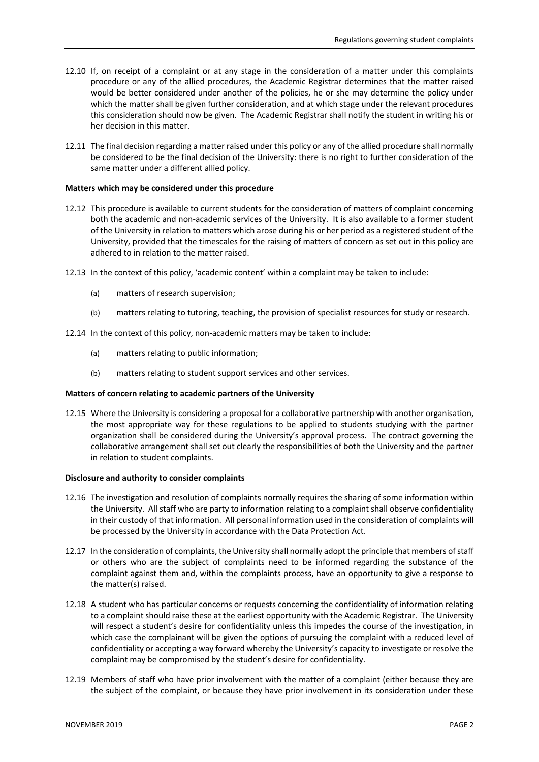12.10 If, on receipt of a complaint or at any stage in the consideration of a matter under this complaints procedure or any of the allied procedures, the Academic Registrar determines that the matter raised would be better considered under another of the policies, he or she may determine the policy under which the matter shall be given further consideration, and at which stage under the relevant procedures this consideration should now be given. The Academic Registrar shall notify the student in writing his or her decision in this matter.

12.11 The final decision regarding a matter raised under this policy or any of the allied procedure shall normally be considered to be the final decision of the University: there is no right to further consideration of the same matter under a different allied policy.

**Matters which may be considered under this procedure**

12.12 This procedure is available to current students for the consideration of matters of complaint concerning both the academic and non-academic services of the University. It is also available to a former student of the University in relation to matters which arose during his or her period as a registered student of the University, provided that the timescales for the raising of matters of concern as set out in this policy are adhered to in relation to the matter raised.

12.13 In the context of this policy, 'academic content' within a complaint may be taken to include:

- (a) matters of research supervision;
- (b) matters relating to tutoring, teaching, the provision of specialist resources for study or research.

12.14 In the context of this policy, non-academic matters may be taken to include:

- (a) matters relating to public information;
- (b) matters relating to student support services and other services.

**Matters of concern relating to academic partners of the University**

12.15 Where the University is considering a proposal for a collaborative partnership with another organisation, the most appropriate way for these regulations to be applied to students studying with the partner organization shall be considered during the University's approval process. The contract governing the collaborative arrangement shall set out clearly the responsibilities of both the University and the partner in relation to student complaints.

**Disclosure and authority to consider complaints**

12.16 The investigation and resolution of complaints normally requires the sharing of some information within the University. All staff who are party to information relating to a complaint shall observe confidentiality in their custody of that information. All personal information used in the consideration of complaints will be processed by the University in accordance with the Data Protection Act.

12.17 In the consideration of complaints, the University shall normally adopt the principle that members of staff or others who are the subject of complaints need to be informed regarding the substance of the complaint against them and, within the complaints process, have an opportunity to give a response to the matter(s) raised.

12.18 A student who has particular concerns or requests concerning the confidentiality of information relating to a complaint should raise these at the earliest opportunity with the Academic Registrar. The University will respect a student's desire for confidentiality unless this impedes the course of the investigation, in which case the complainant will be given the options of pursuing the complaint with a reduced level of confidentiality or accepting a way forward whereby the University's capacity to investigate or resolve the complaint may be compromised by the student's desire for confidentiality.

12.19 Members of staff who have prior involvement with the matter of a complaint (either because they are the subject of the complaint, or because they have prior involvement in its consideration under these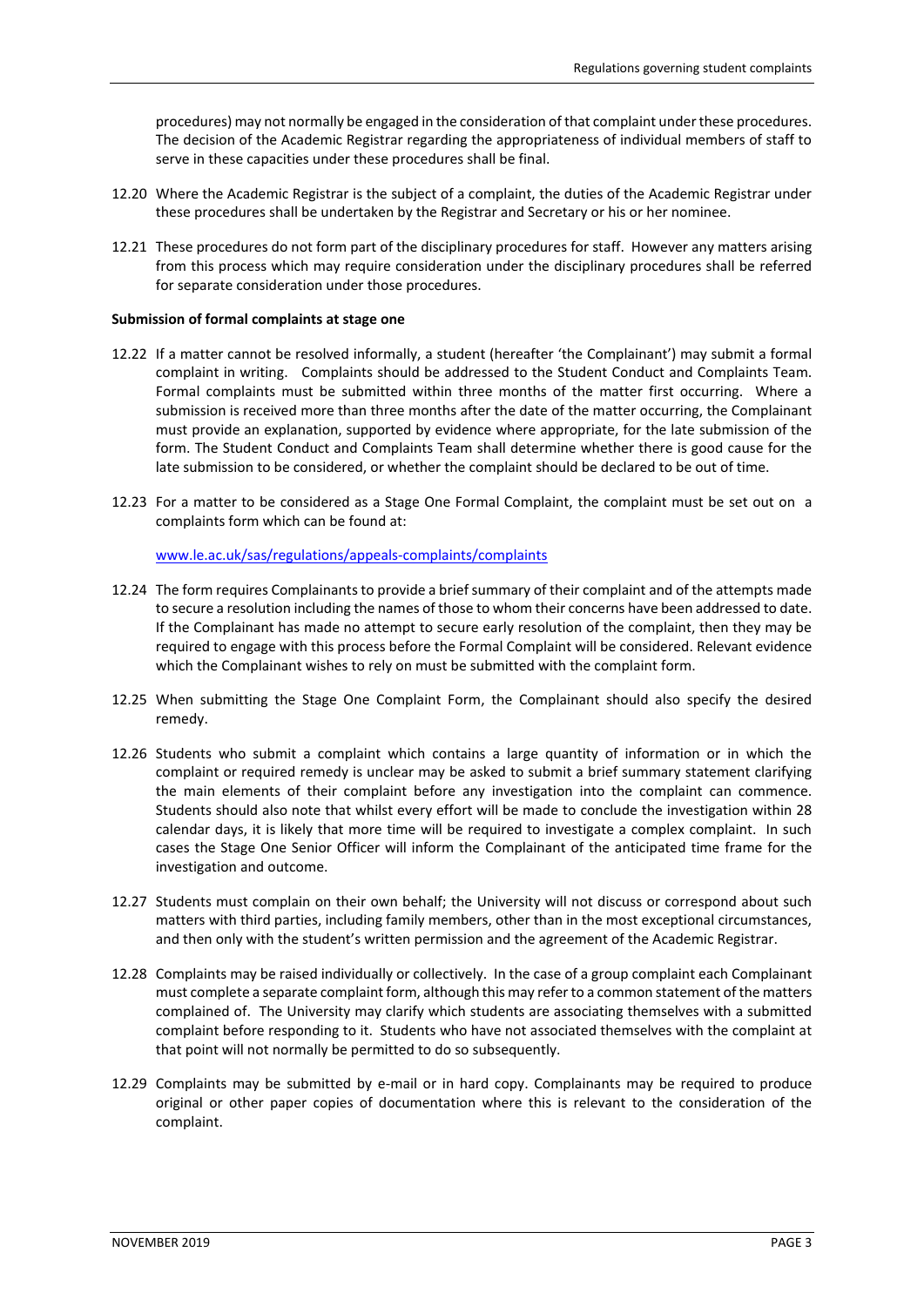procedures) may not normally be engaged in the consideration of that complaint under these procedures. The decision of the Academic Registrar regarding the appropriateness of individual members of staff to serve in these capacities under these procedures shall be final.

12.20 Where the Academic Registrar is the subject of a complaint, the duties of the Academic Registrar under these procedures shall be undertaken by the Registrar and Secretary or his or her nominee.

12.21 These procedures do not form part of the disciplinary procedures for staff. However any matters arising from this process which may require consideration under the disciplinary procedures shall be referred for separate consideration under those procedures.

**Submission of formal complaints at stage one**

12.22 If a matter cannot be resolved informally, a student (hereafter 'the Complainant') may submit a formal complaint in writing. Complaints should be addressed to the Student Conduct and Complaints Team. Formal complaints must be submitted within three months of the matter first occurring. Where a submission is received more than three months after the date of the matter occurring, the Complainant must provide an explanation, supported by evidence where appropriate, for the late submission of the form. The Student Conduct and Complaints Team shall determine whether there is good cause for the late submission to be considered, or whether the complaint should be declared to be out of time.

12.23 For a matter to be considered as a Stage One Formal Complaint, the complaint must be set out on a complaints form which can be found at:

[www.le.ac.uk/sas/regulations/appeals-complaints/complaints](www.le.ac.uk/sas/regulations/appeals-complaints/complaints)

12.24 The form requires Complainants to provide a brief summary of their complaint and of the attempts made to secure a resolution including the names of those to whom their concerns have been addressed to date. If the Complainant has made no attempt to secure early resolution of the complaint, then they may be required to engage with this process before the Formal Complaint will be considered. Relevant evidence which the Complainant wishes to rely on must be submitted with the complaint form.

12.25 When submitting the Stage One Complaint Form, the Complainant should also specify the desired remedy.

12.26 Students who submit a complaint which contains a large quantity of information or in which the complaint or required remedy is unclear may be asked to submit a brief summary statement clarifying the main elements of their complaint before any investigation into the complaint can commence. Students should also note that whilst every effort will be made to conclude the investigation within 28 calendar days, it is likely that more time will be required to investigate a complex complaint. In such cases the Stage One Senior Officer will inform the Complainant of the anticipated time frame for the investigation and outcome.

12.27 Students must complain on their own behalf; the University will not discuss or correspond about such matters with third parties, including family members, other than in the most exceptional circumstances, and then only with the student's written permission and the agreement of the Academic Registrar.

12.28 Complaints may be raised individually or collectively. In the case of a group complaint each Complainant must complete a separate complaint form, although this may refer to a common statement of the matters complained of. The University may clarify which students are associating themselves with a submitted complaint before responding to it. Students who have not associated themselves with the complaint at that point will not normally be permitted to do so subsequently.

12.29 Complaints may be submitted by e-mail or in hard copy. Complainants may be required to produce original or other paper copies of documentation where this is relevant to the consideration of the complaint.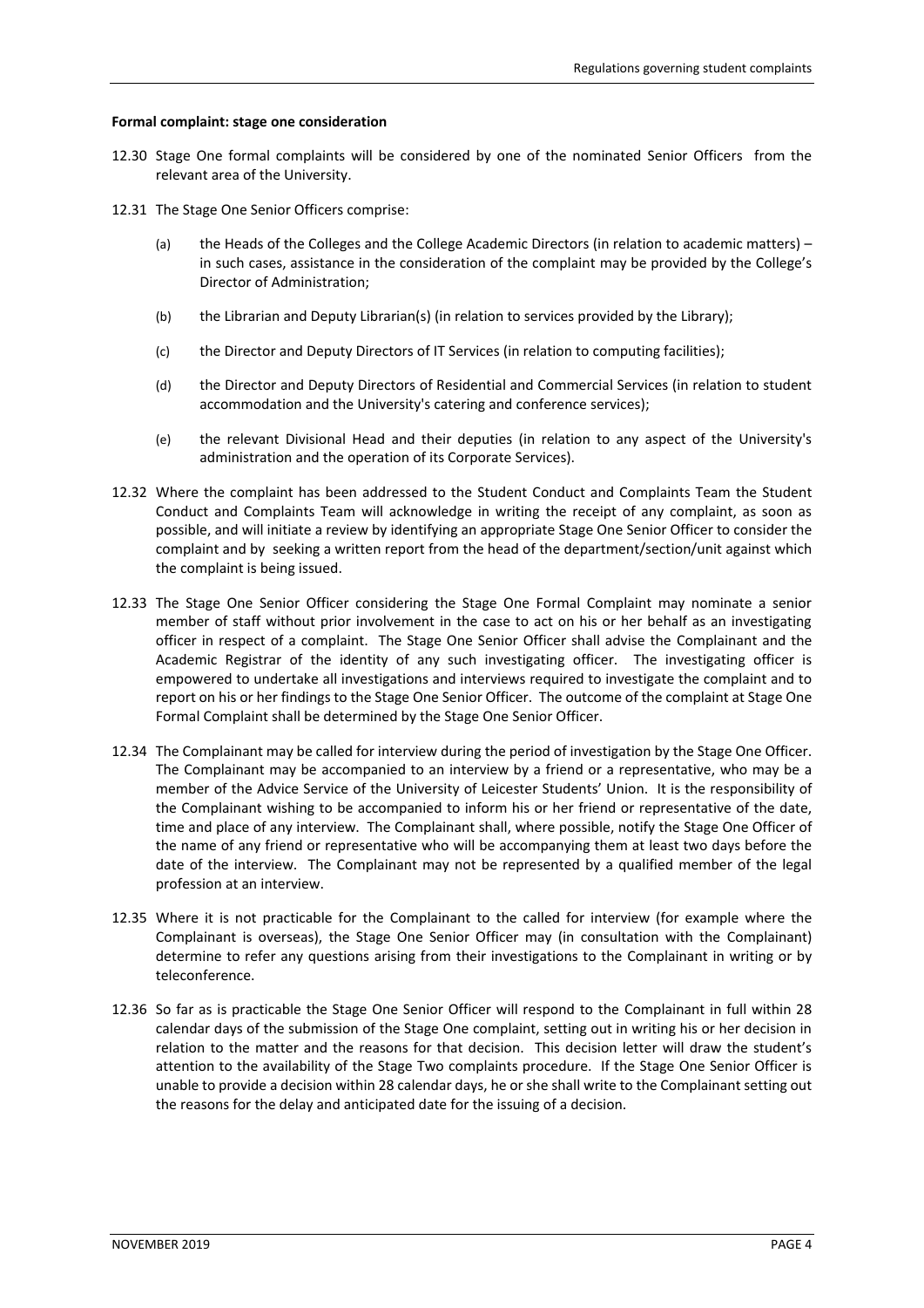**Formal complaint: stage one consideration**

12.30 Stage One formal complaints will be considered by one of the nominated Senior Officers from the relevant area of the University.

12.31 The Stage One Senior Officers comprise:

(a) the Heads of the Colleges and the College Academic Directors (in relation to academic matters) – in such cases, assistance in the consideration of the complaint may be provided by the College's Director of Administration;

(b) the Librarian and Deputy Librarian(s) (in relation to services provided by the Library);

(c) the Director and Deputy Directors of IT Services (in relation to computing facilities);

(d) the Director and Deputy Directors of Residential and Commercial Services (in relation to student accommodation and the University's catering and conference services);

(e) the relevant Divisional Head and their deputies (in relation to any aspect of the University's administration and the operation of its Corporate Services).

12.32 Where the complaint has been addressed to the Student Conduct and Complaints Team the Student Conduct and Complaints Team will acknowledge in writing the receipt of any complaint, as soon as possible, and will initiate a review by identifying an appropriate Stage One Senior Officer to consider the complaint and by seeking a written report from the head of the department/section/unit against which the complaint is being issued.

12.33 The Stage One Senior Officer considering the Stage One Formal Complaint may nominate a senior member of staff without prior involvement in the case to act on his or her behalf as an investigating officer in respect of a complaint. The Stage One Senior Officer shall advise the Complainant and the Academic Registrar of the identity of any such investigating officer. The investigating officer is empowered to undertake all investigations and interviews required to investigate the complaint and to report on his or her findings to the Stage One Senior Officer. The outcome of the complaint at Stage One Formal Complaint shall be determined by the Stage One Senior Officer.

12.34 The Complainant may be called for interview during the period of investigation by the Stage One Officer. The Complainant may be accompanied to an interview by a friend or a representative, who may be a member of the Advice Service of the University of Leicester Students' Union. It is the responsibility of the Complainant wishing to be accompanied to inform his or her friend or representative of the date, time and place of any interview. The Complainant shall, where possible, notify the Stage One Officer of the name of any friend or representative who will be accompanying them at least two days before the date of the interview. The Complainant may not be represented by a qualified member of the legal profession at an interview.

12.35 Where it is not practicable for the Complainant to the called for interview (for example where the Complainant is overseas), the Stage One Senior Officer may (in consultation with the Complainant) determine to refer any questions arising from their investigations to the Complainant in writing or by teleconference.

12.36 So far as is practicable the Stage One Senior Officer will respond to the Complainant in full within 28 calendar days of the submission of the Stage One complaint, setting out in writing his or her decision in relation to the matter and the reasons for that decision. This decision letter will draw the student's attention to the availability of the Stage Two complaints procedure. If the Stage One Senior Officer is unable to provide a decision within 28 calendar days, he or she shall write to the Complainant setting out the reasons for the delay and anticipated date for the issuing of a decision.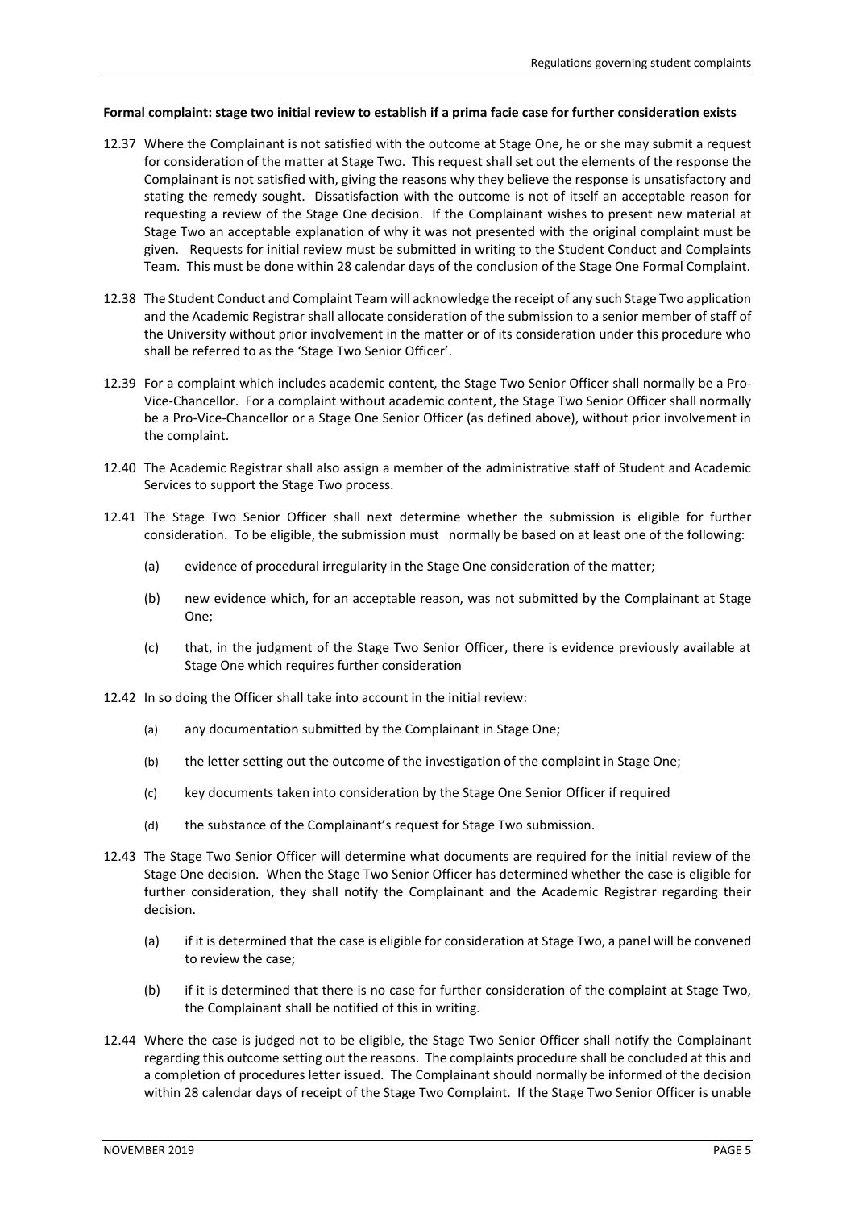**Formal complaint: stage two initial review to establish if a prima facie case for further consideration exists**

12.37 Where the Complainant is not satisfied with the outcome at Stage One, he or she may submit a request for consideration of the matter at Stage Two. This request shall set out the elements of the response the Complainant is not satisfied with, giving the reasons why they believe the response is unsatisfactory and stating the remedy sought. Dissatisfaction with the outcome is not of itself an acceptable reason for requesting a review of the Stage One decision. If the Complainant wishes to present new material at Stage Two an acceptable explanation of why it was not presented with the original complaint must be given. Requests for initial review must be submitted in writing to the Student Conduct and Complaints Team. This must be done within 28 calendar days of the conclusion of the Stage One Formal Complaint.

12.38 The Student Conduct and Complaint Team will acknowledge the receipt of any such Stage Two application and the Academic Registrar shall allocate consideration of the submission to a senior member of staff of the University without prior involvement in the matter or of its consideration under this procedure who shall be referred to as the 'Stage Two Senior Officer'.

12.39 For a complaint which includes academic content, the Stage Two Senior Officer shall normally be a Pro-Vice-Chancellor. For a complaint without academic content, the Stage Two Senior Officer shall normally be a Pro-Vice-Chancellor or a Stage One Senior Officer (as defined above), without prior involvement in the complaint.

12.40 The Academic Registrar shall also assign a member of the administrative staff of Student and Academic Services to support the Stage Two process.

12.41 The Stage Two Senior Officer shall next determine whether the submission is eligible for further consideration. To be eligible, the submission must normally be based on at least one of the following:

(a) evidence of procedural irregularity in the Stage One consideration of the matter;

(b) new evidence which, for an acceptable reason, was not submitted by the Complainant at Stage One;

(c) that, in the judgment of the Stage Two Senior Officer, there is evidence previously available at Stage One which requires further consideration

12.42 In so doing the Officer shall take into account in the initial review:

(a) any documentation submitted by the Complainant in Stage One;

(b) the letter setting out the outcome of the investigation of the complaint in Stage One;

(c) key documents taken into consideration by the Stage One Senior Officer if required

(d) the substance of the Complainant's request for Stage Two submission.

12.43 The Stage Two Senior Officer will determine what documents are required for the initial review of the Stage One decision. When the Stage Two Senior Officer has determined whether the case is eligible for further consideration, they shall notify the Complainant and the Academic Registrar regarding their decision.

(a) if it is determined that the case is eligible for consideration at Stage Two, a panel will be convened to review the case;

(b) if it is determined that there is no case for further consideration of the complaint at Stage Two, the Complainant shall be notified of this in writing.

12.44 Where the case is judged not to be eligible, the Stage Two Senior Officer shall notify the Complainant regarding this outcome setting out the reasons. The complaints procedure shall be concluded at this and a completion of procedures letter issued. The Complainant should normally be informed of the decision within 28 calendar days of receipt of the Stage Two Complaint. If the Stage Two Senior Officer is unable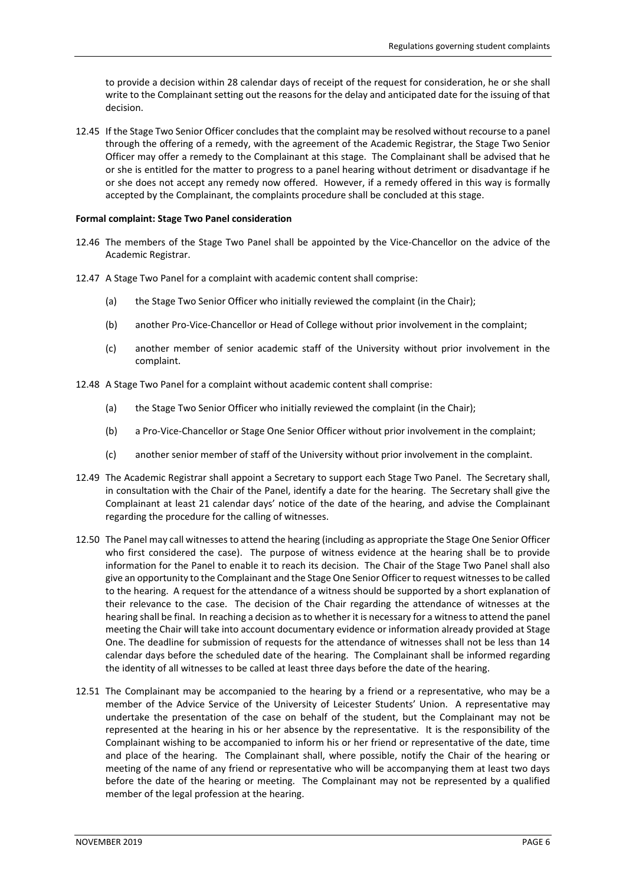to provide a decision within 28 calendar days of receipt of the request for consideration, he or she shall write to the Complainant setting out the reasons for the delay and anticipated date for the issuing of that decision.

12.45 If the Stage Two Senior Officer concludes that the complaint may be resolved without recourse to a panel through the offering of a remedy, with the agreement of the Academic Registrar, the Stage Two Senior Officer may offer a remedy to the Complainant at this stage. The Complainant shall be advised that he or she is entitled for the matter to progress to a panel hearing without detriment or disadvantage if he or she does not accept any remedy now offered. However, if a remedy offered in this way is formally accepted by the Complainant, the complaints procedure shall be concluded at this stage.

**Formal complaint: Stage Two Panel consideration**

12.46 The members of the Stage Two Panel shall be appointed by the Vice-Chancellor on the advice of the Academic Registrar.

12.47 A Stage Two Panel for a complaint with academic content shall comprise:

(a) the Stage Two Senior Officer who initially reviewed the complaint (in the Chair);

(b) another Pro-Vice-Chancellor or Head of College without prior involvement in the complaint;

(c) another member of senior academic staff of the University without prior involvement in the complaint.

12.48 A Stage Two Panel for a complaint without academic content shall comprise:

(a) the Stage Two Senior Officer who initially reviewed the complaint (in the Chair);

(b) a Pro-Vice-Chancellor or Stage One Senior Officer without prior involvement in the complaint;

(c) another senior member of staff of the University without prior involvement in the complaint.

12.49 The Academic Registrar shall appoint a Secretary to support each Stage Two Panel. The Secretary shall, in consultation with the Chair of the Panel, identify a date for the hearing. The Secretary shall give the Complainant at least 21 calendar days' notice of the date of the hearing, and advise the Complainant regarding the procedure for the calling of witnesses.

12.50 The Panel may call witnesses to attend the hearing (including as appropriate the Stage One Senior Officer who first considered the case). The purpose of witness evidence at the hearing shall be to provide information for the Panel to enable it to reach its decision. The Chair of the Stage Two Panel shall also give an opportunity to the Complainant and the Stage One Senior Officer to request witnesses to be called to the hearing. A request for the attendance of a witness should be supported by a short explanation of their relevance to the case. The decision of the Chair regarding the attendance of witnesses at the hearing shall be final. In reaching a decision as to whether it is necessary for a witness to attend the panel meeting the Chair will take into account documentary evidence or information already provided at Stage One. The deadline for submission of requests for the attendance of witnesses shall not be less than 14 calendar days before the scheduled date of the hearing. The Complainant shall be informed regarding the identity of all witnesses to be called at least three days before the date of the hearing.

12.51 The Complainant may be accompanied to the hearing by a friend or a representative, who may be a member of the Advice Service of the University of Leicester Students' Union. A representative may undertake the presentation of the case on behalf of the student, but the Complainant may not be represented at the hearing in his or her absence by the representative. It is the responsibility of the Complainant wishing to be accompanied to inform his or her friend or representative of the date, time and place of the hearing. The Complainant shall, where possible, notify the Chair of the hearing or meeting of the name of any friend or representative who will be accompanying them at least two days before the date of the hearing or meeting. The Complainant may not be represented by a qualified member of the legal profession at the hearing.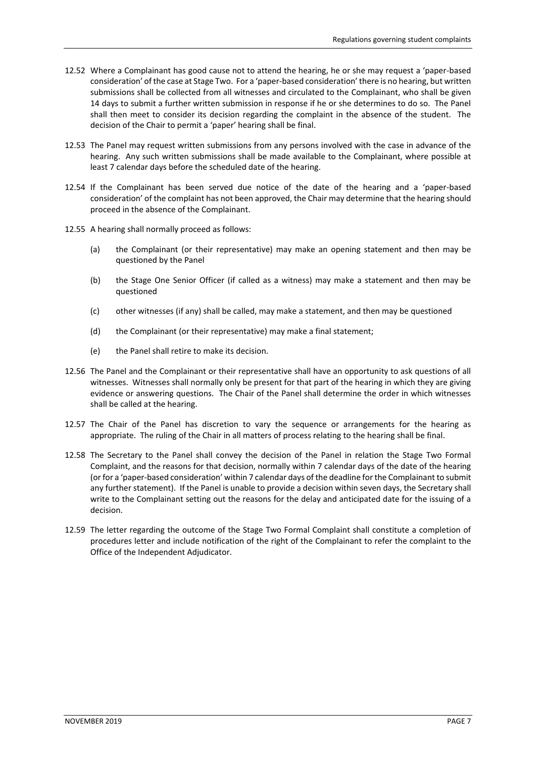12.52 Where a Complainant has good cause not to attend the hearing, he or she may request a 'paper-based consideration' of the case at Stage Two. For a 'paper-based consideration' there is no hearing, but written submissions shall be collected from all witnesses and circulated to the Complainant, who shall be given 14 days to submit a further written submission in response if he or she determines to do so. The Panel shall then meet to consider its decision regarding the complaint in the absence of the student. The decision of the Chair to permit a 'paper' hearing shall be final.

12.53 The Panel may request written submissions from any persons involved with the case in advance of the hearing. Any such written submissions shall be made available to the Complainant, where possible at least 7 calendar days before the scheduled date of the hearing.

12.54 If the Complainant has been served due notice of the date of the hearing and a 'paper-based consideration' of the complaint has not been approved, the Chair may determine that the hearing should proceed in the absence of the Complainant.

12.55 A hearing shall normally proceed as follows:

(a) the Complainant (or their representative) may make an opening statement and then may be questioned by the Panel

(b) the Stage One Senior Officer (if called as a witness) may make a statement and then may be questioned

(c) other witnesses (if any) shall be called, may make a statement, and then may be questioned

(d) the Complainant (or their representative) may make a final statement;

(e) the Panel shall retire to make its decision.

12.56 The Panel and the Complainant or their representative shall have an opportunity to ask questions of all witnesses. Witnesses shall normally only be present for that part of the hearing in which they are giving evidence or answering questions. The Chair of the Panel shall determine the order in which witnesses shall be called at the hearing.

12.57 The Chair of the Panel has discretion to vary the sequence or arrangements for the hearing as appropriate. The ruling of the Chair in all matters of process relating to the hearing shall be final.

12.58 The Secretary to the Panel shall convey the decision of the Panel in relation the Stage Two Formal Complaint, and the reasons for that decision, normally within 7 calendar days of the date of the hearing (or for a 'paper-based consideration' within 7 calendar days of the deadline for the Complainant to submit any further statement). If the Panel is unable to provide a decision within seven days, the Secretary shall write to the Complainant setting out the reasons for the delay and anticipated date for the issuing of a decision.

12.59 The letter regarding the outcome of the Stage Two Formal Complaint shall constitute a completion of procedures letter and include notification of the right of the Complainant to refer the complaint to the Office of the Independent Adjudicator.